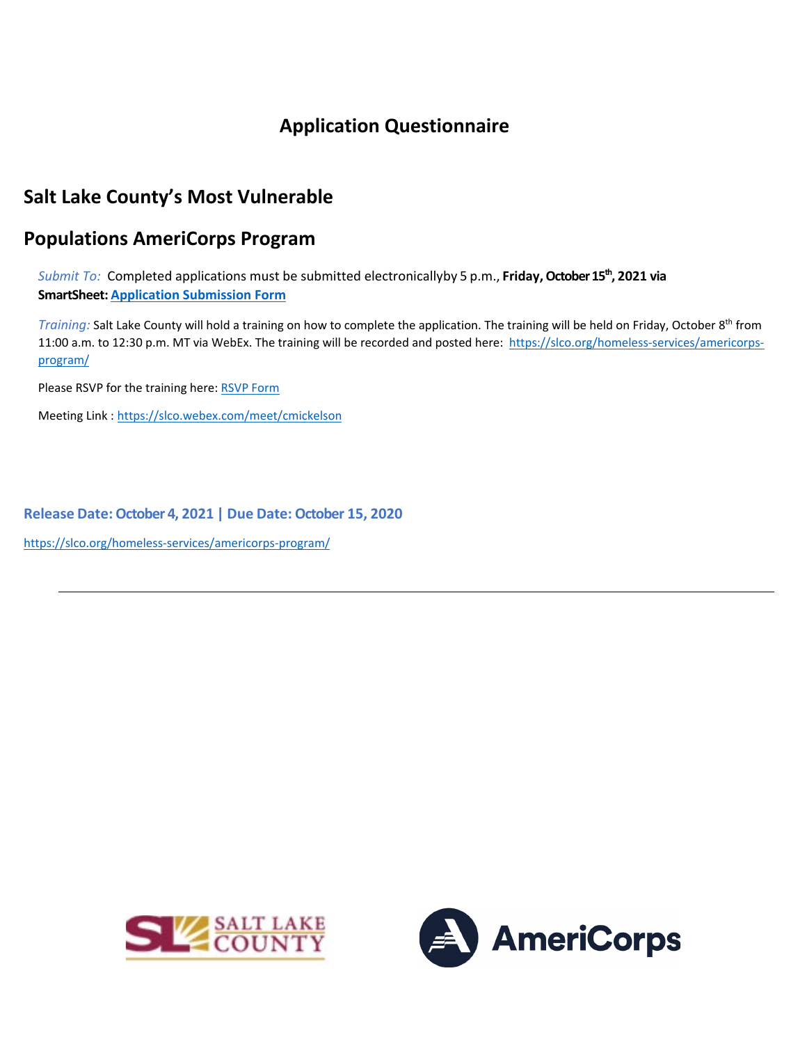# Application Questionnaire

## Salt Lake County's Most Vulnerable

## Populations AmeriCorps Program

*Submit To:* Completed applications must be submitted electronicallyby 5 p.m., **Friday, October 15th, 2021 via SmartSheet: [Application Submission Form]()**

*Training:* Salt Lake County will hold a training on how to complete the application. The training will be held on Friday, October 8th from 11:00 a.m. to 12:30 p.m. MT via WebEx. The training will be recorded and posted here: https://slco.org/homeless-services/americorps-program/

Please RSVP for the training here: [RSVP Form]()

Meeting Link : https://slco.webex.com/meet/cmickelson

**Release Date: October 4, 2021 | Due Date: October 15, 2020**

https://slco.org/homeless-services/americorps-program/

---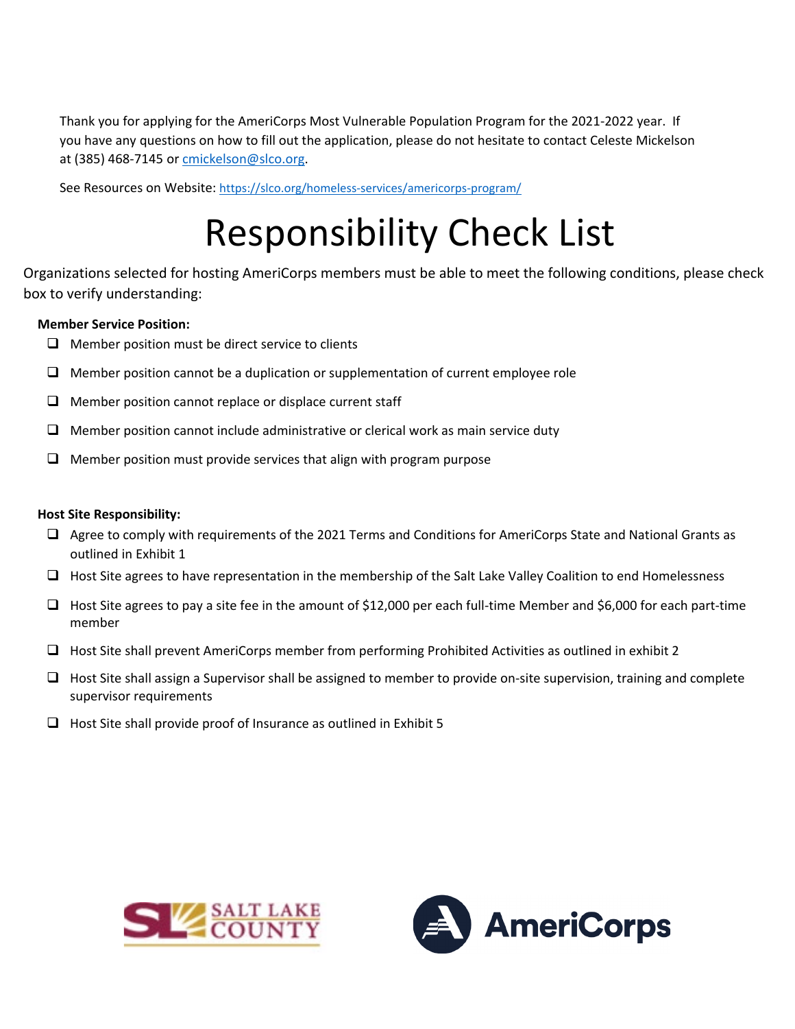Thank you for applying for the AmeriCorps Most Vulnerable Population Program for the 2021-2022 year. If you have any questions on how to fill out the application, please do not hesitate to contact Celeste Mickelson at (385) 468-7145 or [cmickelson@slco.org](mailto:cmickelson@slco.org).

See Resources on Website: [https://slco.org/homeless-services/americorps-program/](https://slco.org/homeless-services/americorps-program/)

# Responsibility Check List

Organizations selected for hosting AmeriCorps members must be able to meet the following conditions, please check box to verify understanding:

**Member Service Position:**

- ☐ Member position must be direct service to clients
- ☐ Member position cannot be a duplication or supplementation of current employee role
- ☐ Member position cannot replace or displace current staff
- ☐ Member position cannot include administrative or clerical work as main service duty
- ☐ Member position must provide services that align with program purpose

**Host Site Responsibility:**

- ☐ Agree to comply with requirements of the 2021 Terms and Conditions for AmeriCorps State and National Grants as outlined in Exhibit 1
- ☐ Host Site agrees to have representation in the membership of the Salt Lake Valley Coalition to end Homelessness
- ☐ Host Site agrees to pay a site fee in the amount of $12,000 per each full-time Member and $6,000 for each part-time member
- ☐ Host Site shall prevent AmeriCorps member from performing Prohibited Activities as outlined in exhibit 2
- ☐ Host Site shall assign a Supervisor shall be assigned to member to provide on-site supervision, training and complete supervisor requirements
- ☐ Host Site shall provide proof of Insurance as outlined in Exhibit 5

SALT LAKE COUNTY

AmeriCorps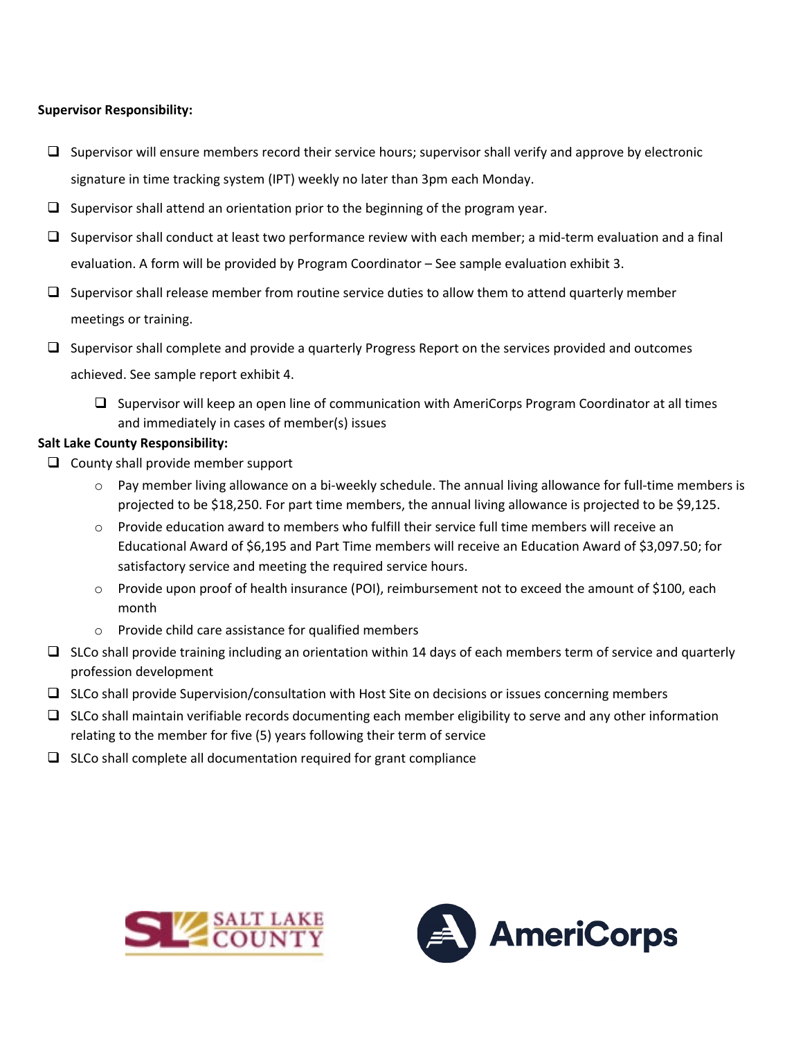**Supervisor Responsibility:**

- ❑ Supervisor will ensure members record their service hours; supervisor shall verify and approve by electronic signature in time tracking system (IPT) weekly no later than 3pm each Monday.
- ❑ Supervisor shall attend an orientation prior to the beginning of the program year.
- ❑ Supervisor shall conduct at least two performance review with each member; a mid-term evaluation and a final evaluation. A form will be provided by Program Coordinator – See sample evaluation exhibit 3.
- ❑ Supervisor shall release member from routine service duties to allow them to attend quarterly member meetings or training.
- ❑ Supervisor shall complete and provide a quarterly Progress Report on the services provided and outcomes achieved. See sample report exhibit 4.
    - ❑ Supervisor will keep an open line of communication with AmeriCorps Program Coordinator at all times and immediately in cases of member(s) issues

**Salt Lake County Responsibility:**

- ❑ County shall provide member support
    - Pay member living allowance on a bi-weekly schedule. The annual living allowance for full-time members is projected to be $18,250. For part time members, the annual living allowance is projected to be $9,125.
    - Provide education award to members who fulfill their service full time members will receive an Educational Award of $6,195 and Part Time members will receive an Education Award of $3,097.50; for satisfactory service and meeting the required service hours.
    - Provide upon proof of health insurance (POI), reimbursement not to exceed the amount of $100, each month
    - Provide child care assistance for qualified members
- ❑ SLCo shall provide training including an orientation within 14 days of each members term of service and quarterly profession development
- ❑ SLCo shall provide Supervision/consultation with Host Site on decisions or issues concerning members
- ❑ SLCo shall maintain verifiable records documenting each member eligibility to serve and any other information relating to the member for five (5) years following their term of service
- ❑ SLCo shall complete all documentation required for grant compliance

SALT LAKE COUNTY

AmeriCorps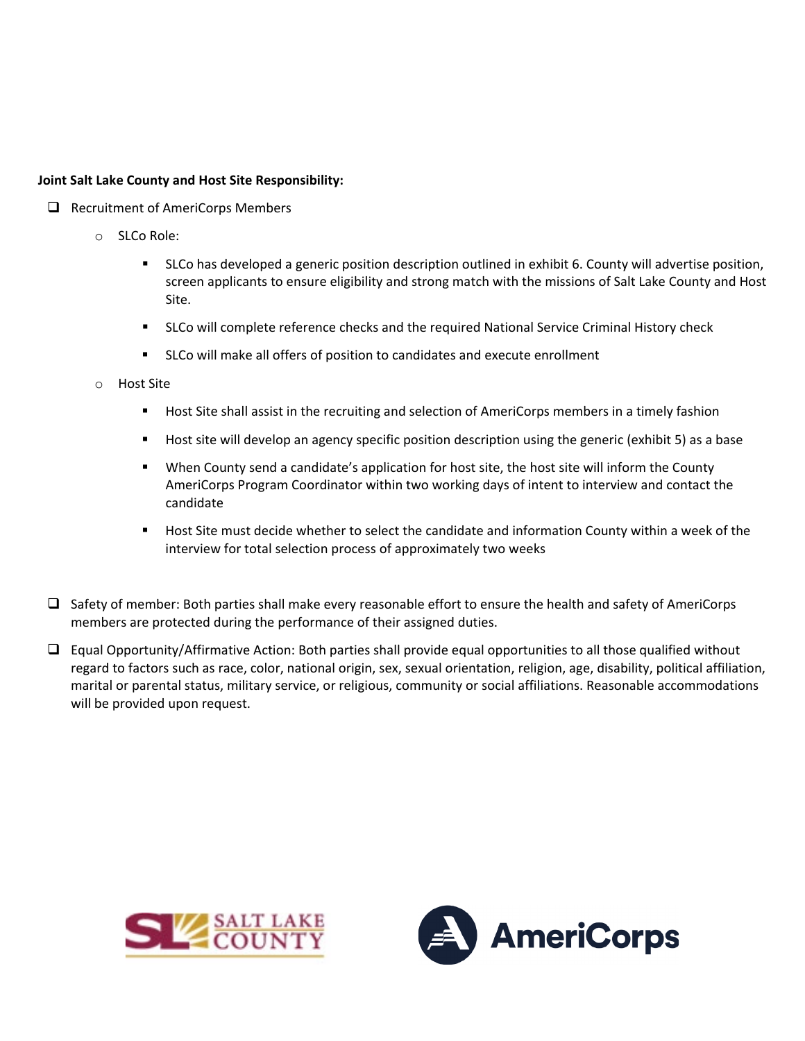**Joint Salt Lake County and Host Site Responsibility:**

- ❑ Recruitment of AmeriCorps Members
  - SLCo Role:
    - SLCo has developed a generic position description outlined in exhibit 6. County will advertise position, screen applicants to ensure eligibility and strong match with the missions of Salt Lake County and Host Site.
    - SLCo will complete reference checks and the required National Service Criminal History check
    - SLCo will make all offers of position to candidates and execute enrollment
  - Host Site
    - Host Site shall assist in the recruiting and selection of AmeriCorps members in a timely fashion
    - Host site will develop an agency specific position description using the generic (exhibit 5) as a base
    - When County send a candidate's application for host site, the host site will inform the County AmeriCorps Program Coordinator within two working days of intent to interview and contact the candidate
    - Host Site must decide whether to select the candidate and information County within a week of the interview for total selection process of approximately two weeks

- ❑ Safety of member: Both parties shall make every reasonable effort to ensure the health and safety of AmeriCorps members are protected during the performance of their assigned duties.
- ❑ Equal Opportunity/Affirmative Action: Both parties shall provide equal opportunities to all those qualified without regard to factors such as race, color, national origin, sex, sexual orientation, religion, age, disability, political affiliation, marital or parental status, military service, or religious, community or social affiliations. Reasonable accommodations will be provided upon request.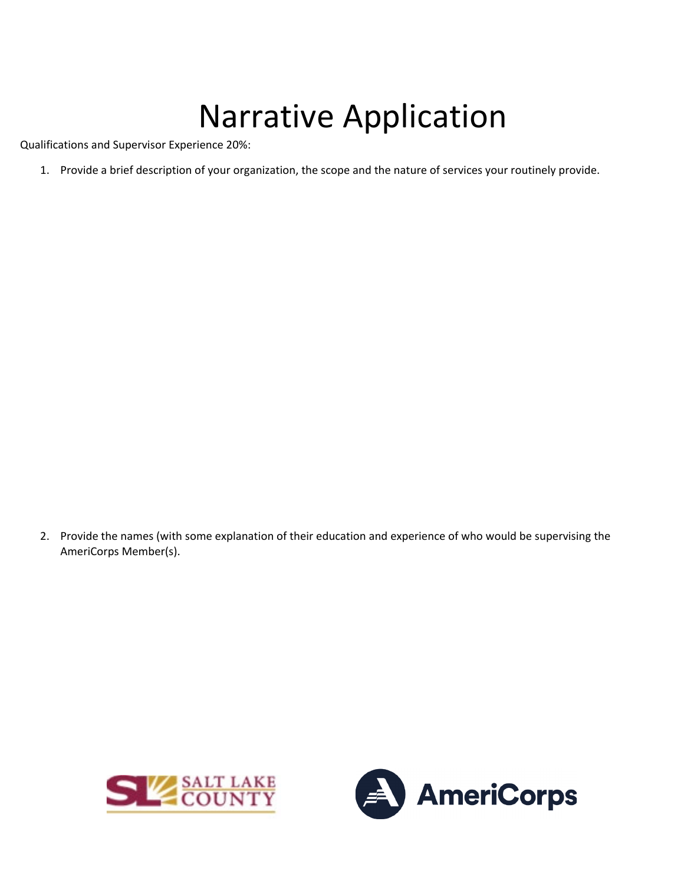# Narrative Application

Qualifications and Supervisor Experience 20%:

1. Provide a brief description of your organization, the scope and the nature of services your routinely provide.

2. Provide the names (with some explanation of their education and experience of who would be supervising the AmeriCorps Member(s).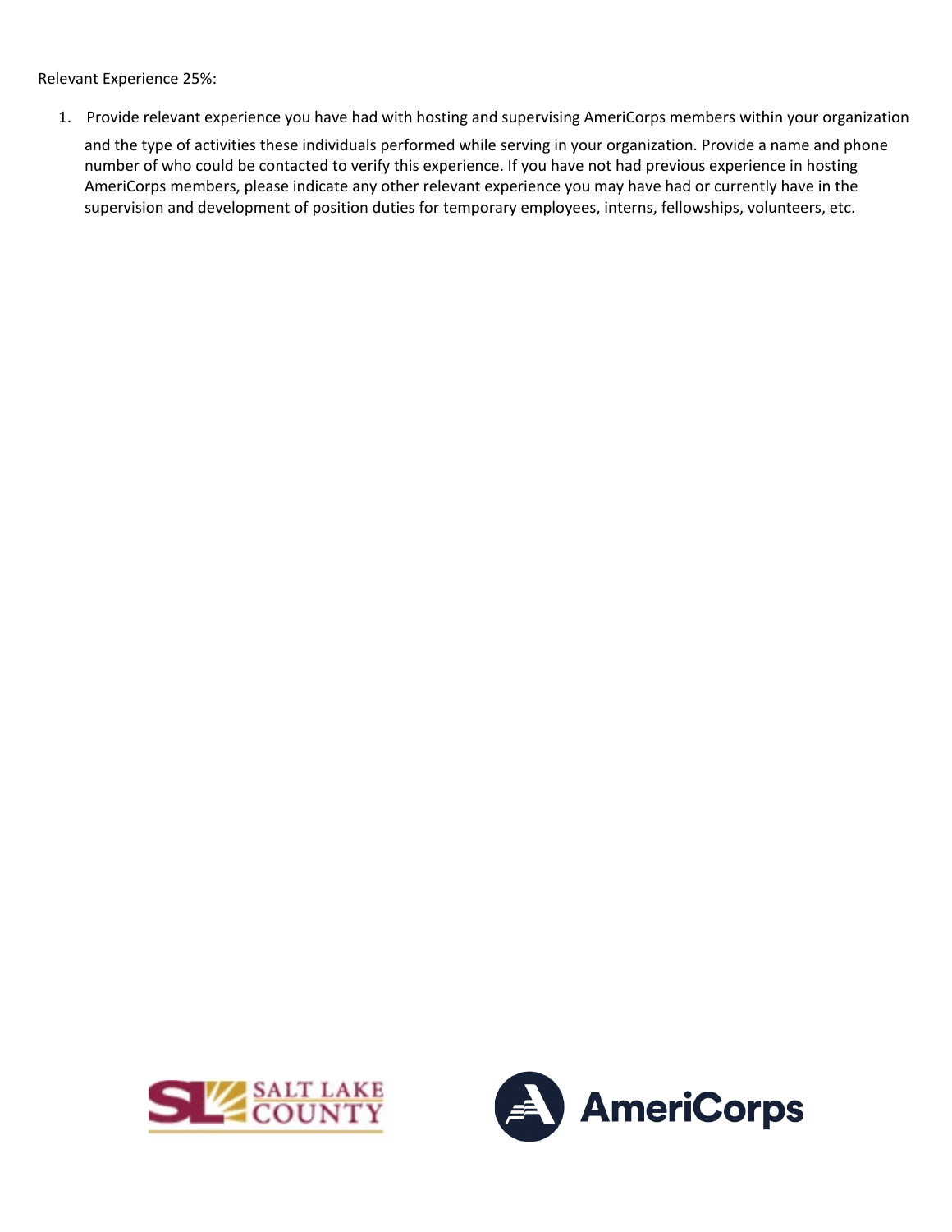Relevant Experience 25%:

1. Provide relevant experience you have had with hosting and supervising AmeriCorps members within your organization and the type of activities these individuals performed while serving in your organization. Provide a name and phone number of who could be contacted to verify this experience. If you have not had previous experience in hosting AmeriCorps members, please indicate any other relevant experience you may have had or currently have in the supervision and development of position duties for temporary employees, interns, fellowships, volunteers, etc.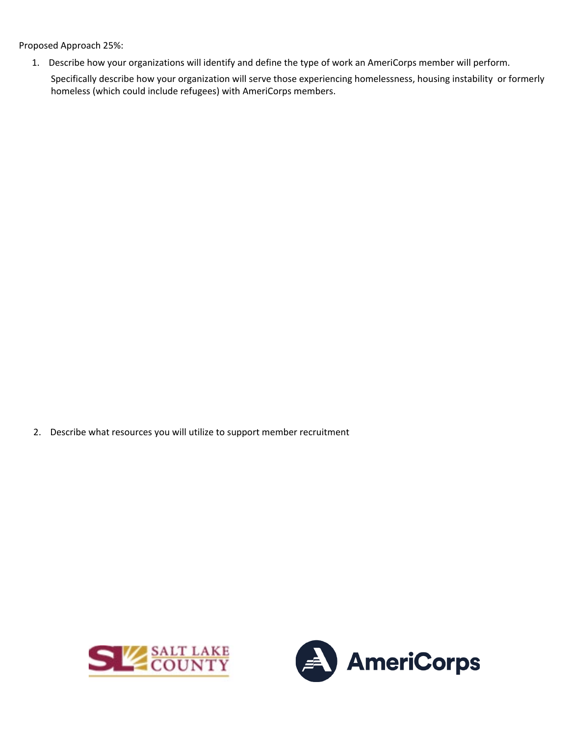Proposed Approach 25%:

1. Describe how your organizations will identify and define the type of work an AmeriCorps member will perform.
   Specifically describe how your organization will serve those experiencing homelessness, housing instability or formerly homeless (which could include refugees) with AmeriCorps members.

2. Describe what resources you will utilize to support member recruitment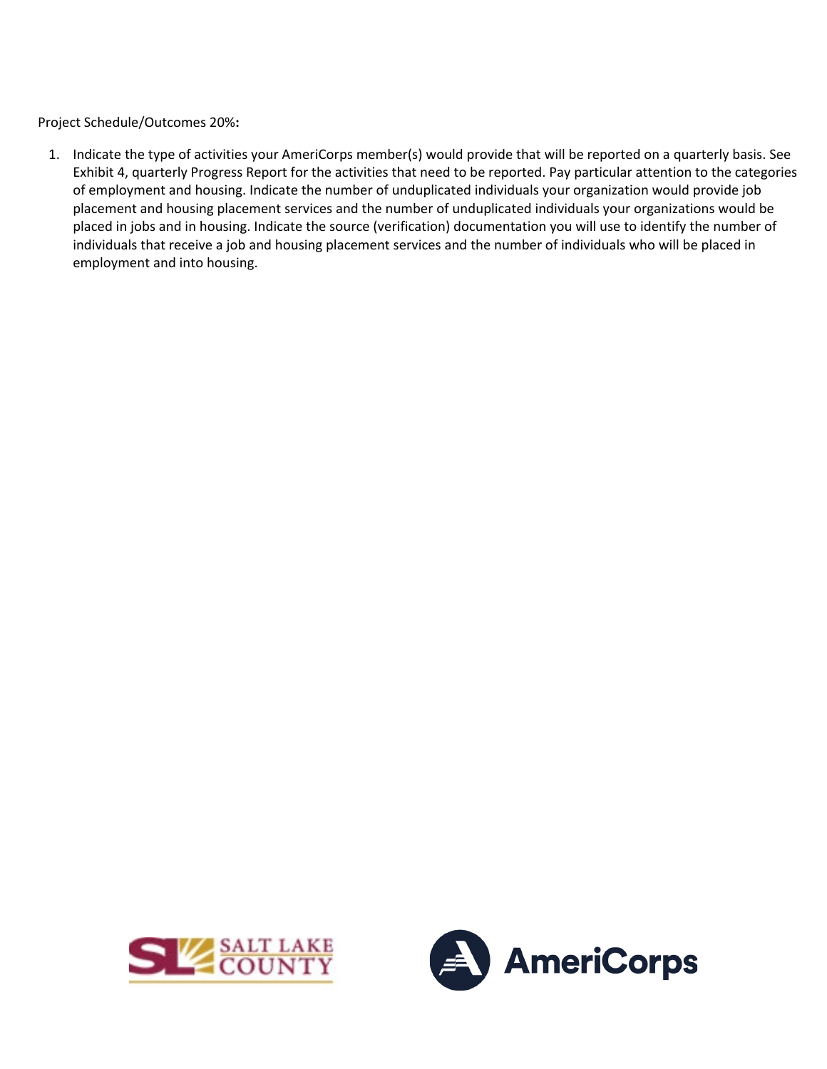Project Schedule/Outcomes 20%**:**

1. Indicate the type of activities your AmeriCorps member(s) would provide that will be reported on a quarterly basis. See Exhibit 4, quarterly Progress Report for the activities that need to be reported. Pay particular attention to the categories of employment and housing. Indicate the number of unduplicated individuals your organization would provide job placement and housing placement services and the number of unduplicated individuals your organizations would be placed in jobs and in housing. Indicate the source (verification) documentation you will use to identify the number of individuals that receive a job and housing placement services and the number of individuals who will be placed in employment and into housing.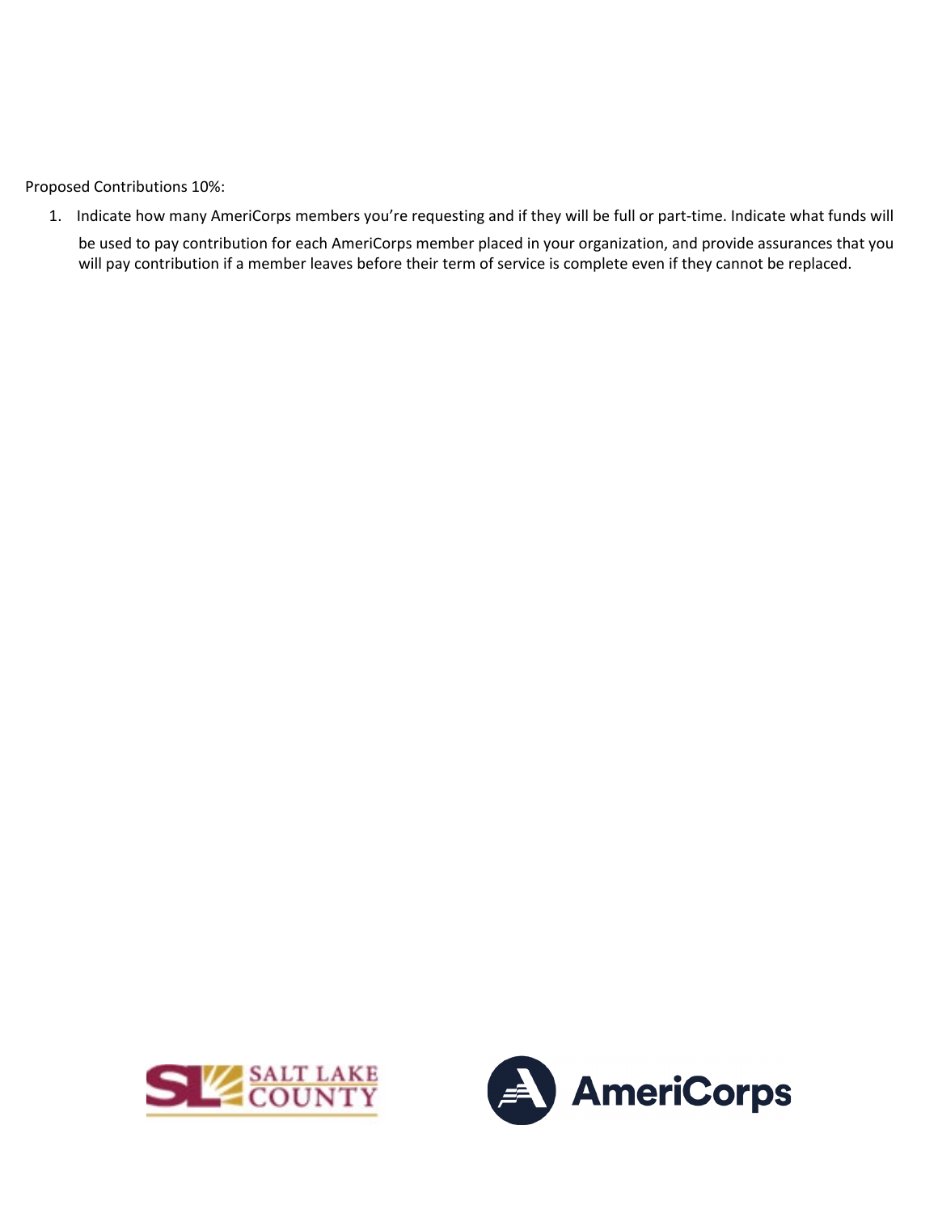Proposed Contributions 10%:

1. Indicate how many AmeriCorps members you're requesting and if they will be full or part-time. Indicate what funds will be used to pay contribution for each AmeriCorps member placed in your organization, and provide assurances that you will pay contribution if a member leaves before their term of service is complete even if they cannot be replaced.